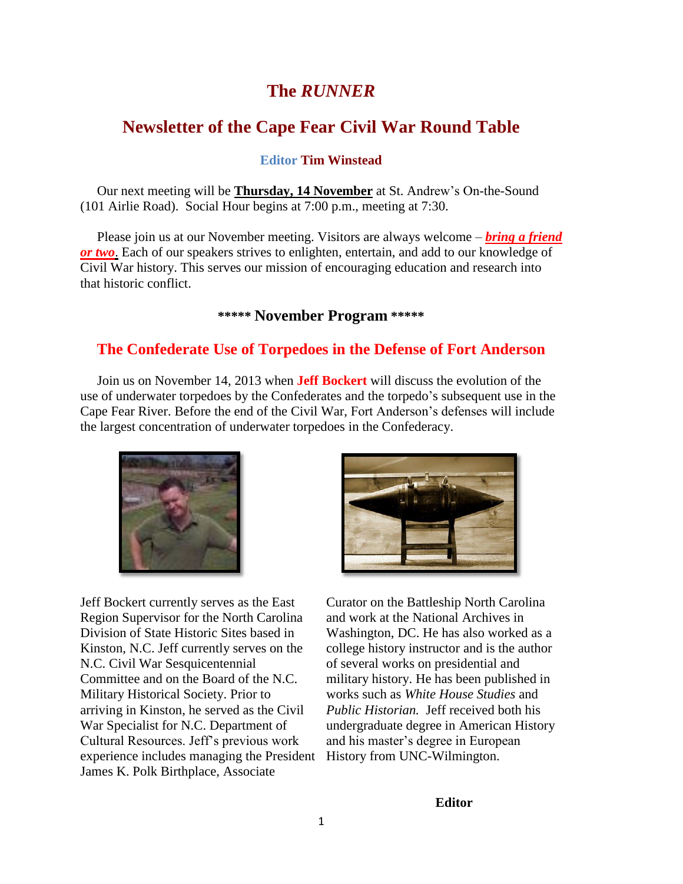# The *RUNNER*

## Newsletter of the Cape Fear Civil War Round Table

**Editor Tim Winstead**

Our next meeting will be **Thursday, 14 November** at St. Andrew's On-the-Sound (101 Airlie Road). Social Hour begins at 7:00 p.m., meeting at 7:30.

Please join us at our November meeting. Visitors are always welcome – ***bring a friend or two***. Each of our speakers strives to enlighten, entertain, and add to our knowledge of Civil War history. This serves our mission of encouraging education and research into that historic conflict.

**\*\*\*\*\* November Program \*\*\*\*\***

### The Confederate Use of Torpedoes in the Defense of Fort Anderson

Join us on November 14, 2013 when **Jeff Bockert** will discuss the evolution of the use of underwater torpedoes by the Confederates and the torpedo's subsequent use in the Cape Fear River. Before the end of the Civil War, Fort Anderson's defenses will include the largest concentration of underwater torpedoes in the Confederacy.

Jeff Bockert currently serves as the East Region Supervisor for the North Carolina Division of State Historic Sites based in Kinston, N.C. Jeff currently serves on the N.C. Civil War Sesquicentennial Committee and on the Board of the N.C. Military Historical Society. Prior to arriving in Kinston, he served as the Civil War Specialist for N.C. Department of Cultural Resources. Jeff's previous work experience includes managing the President James K. Polk Birthplace, Associate Curator on the Battleship North Carolina and work at the National Archives in Washington, DC. He has also worked as a college history instructor and is the author of several works on presidential and military history. He has been published in works such as *White House Studies* and *Public Historian.* Jeff received both his undergraduate degree in American History and his master's degree in European History from UNC-Wilmington.

**Editor**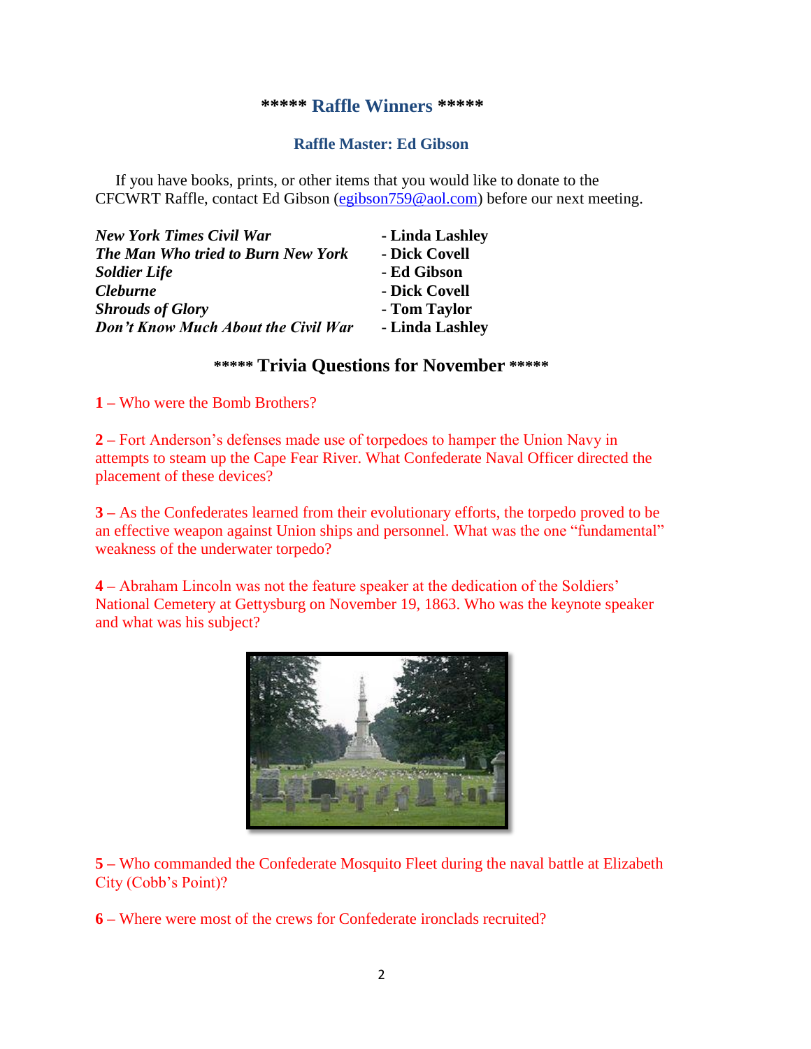## \*\*\*\*\* Raffle Winners \*\*\*\*\*

### Raffle Master: Ed Gibson

If you have books, prints, or other items that you would like to donate to the CFCWRT Raffle, contact Ed Gibson (egibson759@aol.com) before our next meeting.

| | |
|---|---|
| ***New York Times Civil War*** | **- Linda Lashley** |
| ***The Man Who tried to Burn New York*** | **- Dick Covell** |
| ***Soldier Life*** | **- Ed Gibson** |
| ***Cleburne*** | **- Dick Covell** |
| ***Shrouds of Glory*** | **- Tom Taylor** |
| ***Don't Know Much About the Civil War*** | **- Linda Lashley** |

## \*\*\*\*\* Trivia Questions for November \*\*\*\*\*

**1 –** Who were the Bomb Brothers?

**2 –** Fort Anderson's defenses made use of torpedoes to hamper the Union Navy in attempts to steam up the Cape Fear River. What Confederate Naval Officer directed the placement of these devices?

**3 –** As the Confederates learned from their evolutionary efforts, the torpedo proved to be an effective weapon against Union ships and personnel. What was the one "fundamental" weakness of the underwater torpedo?

**4** – Abraham Lincoln was not the feature speaker at the dedication of the Soldiers' National Cemetery at Gettysburg on November 19, 1863. Who was the keynote speaker and what was his subject?

**5 –** Who commanded the Confederate Mosquito Fleet during the naval battle at Elizabeth City (Cobb's Point)?

**6** – Where were most of the crews for Confederate ironclads recruited?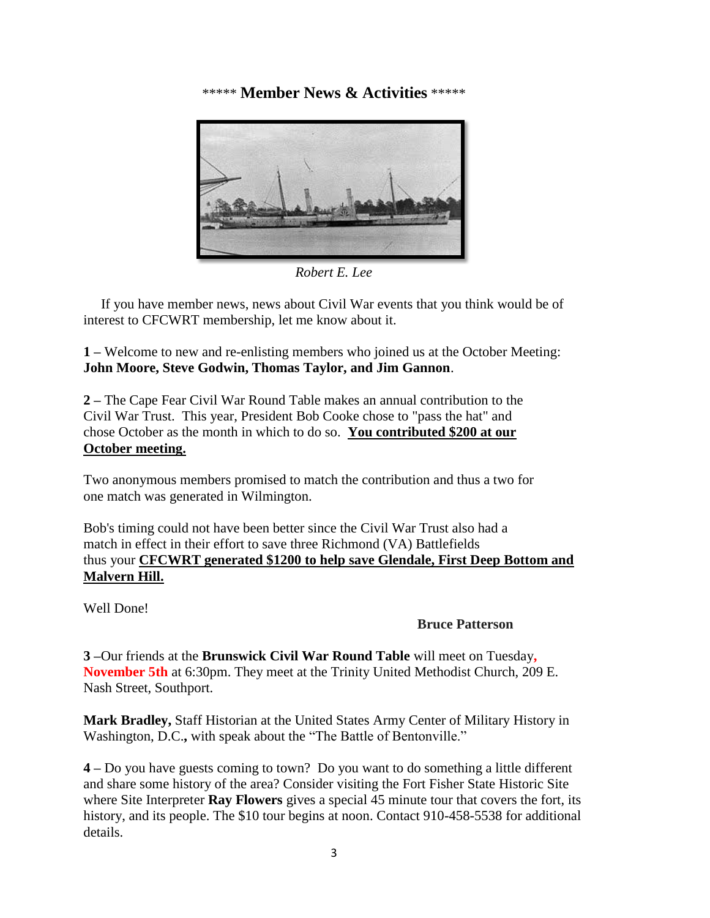***** **Member News & Activities** *****

*Robert E. Lee*

If you have member news, news about Civil War events that you think would be of interest to CFCWRT membership, let me know about it.

**1** – Welcome to new and re-enlisting members who joined us at the October Meeting: **John Moore, Steve Godwin, Thomas Taylor, and Jim Gannon**.

**2** – The Cape Fear Civil War Round Table makes an annual contribution to the Civil War Trust. This year, President Bob Cooke chose to "pass the hat" and chose October as the month in which to do so. **<u>You contributed $200 at our October meeting.</u>**

Two anonymous members promised to match the contribution and thus a two for one match was generated in Wilmington.

Bob's timing could not have been better since the Civil War Trust also had a match in effect in their effort to save three Richmond (VA) Battlefields thus your **<u>CFCWRT generated $1200 to help save Glendale, First Deep Bottom and Malvern Hill.</u>**

Well Done!

**Bruce Patterson**

**3** –Our friends at the **Brunswick Civil War Round Table** will meet on Tuesday**, November 5th** at 6:30pm. They meet at the Trinity United Methodist Church, 209 E. Nash Street, Southport.

**Mark Bradley,** Staff Historian at the United States Army Center of Military History in Washington, D.C.**,** with speak about the "The Battle of Bentonville."

**4** – Do you have guests coming to town? Do you want to do something a little different and share some history of the area? Consider visiting the Fort Fisher State Historic Site where Site Interpreter **Ray Flowers** gives a special 45 minute tour that covers the fort, its history, and its people. The $10 tour begins at noon. Contact 910-458-5538 for additional details.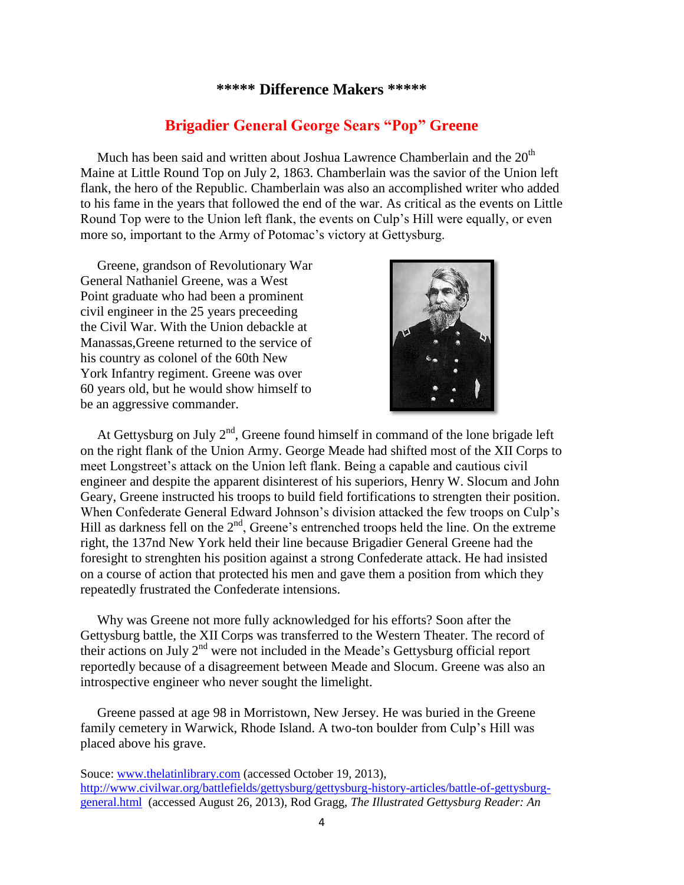## ***** Difference Makers *****

### Brigadier General George Sears "Pop" Greene

Much has been said and written about Joshua Lawrence Chamberlain and the 20th Maine at Little Round Top on July 2, 1863. Chamberlain was the savior of the Union left flank, the hero of the Republic. Chamberlain was also an accomplished writer who added to his fame in the years that followed the end of the war. As critical as the events on Little Round Top were to the Union left flank, the events on Culp's Hill were equally, or even more so, important to the Army of Potomac's victory at Gettysburg.

Greene, grandson of Revolutionary War General Nathaniel Greene, was a West Point graduate who had been a prominent civil engineer in the 25 years preceeding the Civil War. With the Union debackle at Manassas,Greene returned to the service of his country as colonel of the 60th New York Infantry regiment. Greene was over 60 years old, but he would show himself to be an aggressive commander.

At Gettysburg on July 2nd, Greene found himself in command of the lone brigade left on the right flank of the Union Army. George Meade had shifted most of the XII Corps to meet Longstreet's attack on the Union left flank. Being a capable and cautious civil engineer and despite the apparent disinterest of his superiors, Henry W. Slocum and John Geary, Greene instructed his troops to build field fortifications to strengten their position. When Confederate General Edward Johnson's division attacked the few troops on Culp's Hill as darkness fell on the 2nd, Greene's entrenched troops held the line. On the extreme right, the 137nd New York held their line because Brigadier General Greene had the foresight to strenghten his position against a strong Confederate attack. He had insisted on a course of action that protected his men and gave them a position from which they repeatedly frustrated the Confederate intensions.

Why was Greene not more fully acknowledged for his efforts? Soon after the Gettysburg battle, the XII Corps was transferred to the Western Theater. The record of their actions on July 2nd were not included in the Meade's Gettysburg official report reportedly because of a disagreement between Meade and Slocum. Greene was also an introspective engineer who never sought the limelight.

Greene passed at age 98 in Morristown, New Jersey. He was buried in the Greene family cemetery in Warwick, Rhode Island. A two-ton boulder from Culp's Hill was placed above his grave.

Souce: www.thelatinlibrary.com (accessed October 19, 2013), http://www.civilwar.org/battlefields/gettysburg/gettysburg-history-articles/battle-of-gettysburg-general.html (accessed August 26, 2013), Rod Gragg, *The Illustrated Gettysburg Reader: An*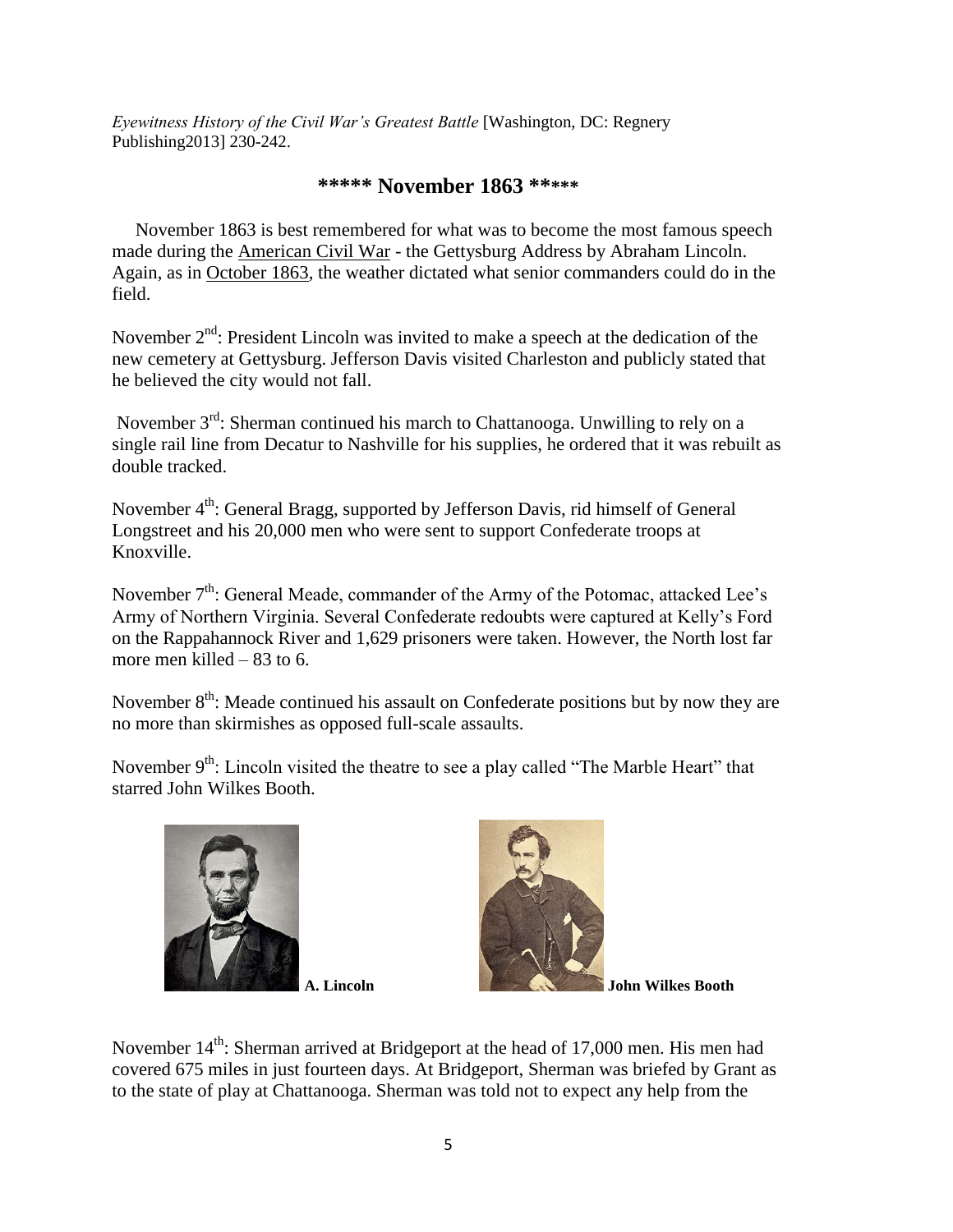*Eyewitness History of the Civil War's Greatest Battle* [Washington, DC: Regnery Publishing2013] 230-242.

## ***** November 1863 *****

November 1863 is best remembered for what was to become the most famous speech made during the American Civil War - the Gettysburg Address by Abraham Lincoln. Again, as in October 1863, the weather dictated what senior commanders could do in the field.

November 2nd: President Lincoln was invited to make a speech at the dedication of the new cemetery at Gettysburg. Jefferson Davis visited Charleston and publicly stated that he believed the city would not fall.

November 3rd: Sherman continued his march to Chattanooga. Unwilling to rely on a single rail line from Decatur to Nashville for his supplies, he ordered that it was rebuilt as double tracked.

November 4th: General Bragg, supported by Jefferson Davis, rid himself of General Longstreet and his 20,000 men who were sent to support Confederate troops at Knoxville.

November 7th: General Meade, commander of the Army of the Potomac, attacked Lee's Army of Northern Virginia. Several Confederate redoubts were captured at Kelly's Ford on the Rappahannock River and 1,629 prisoners were taken. However, the North lost far more men killed – 83 to 6.

November 8th: Meade continued his assault on Confederate positions but by now they are no more than skirmishes as opposed full-scale assaults.

November 9th: Lincoln visited the theatre to see a play called "The Marble Heart" that starred John Wilkes Booth.

**A. Lincoln** **John Wilkes Booth**

November 14th: Sherman arrived at Bridgeport at the head of 17,000 men. His men had covered 675 miles in just fourteen days. At Bridgeport, Sherman was briefed by Grant as to the state of play at Chattanooga. Sherman was told not to expect any help from the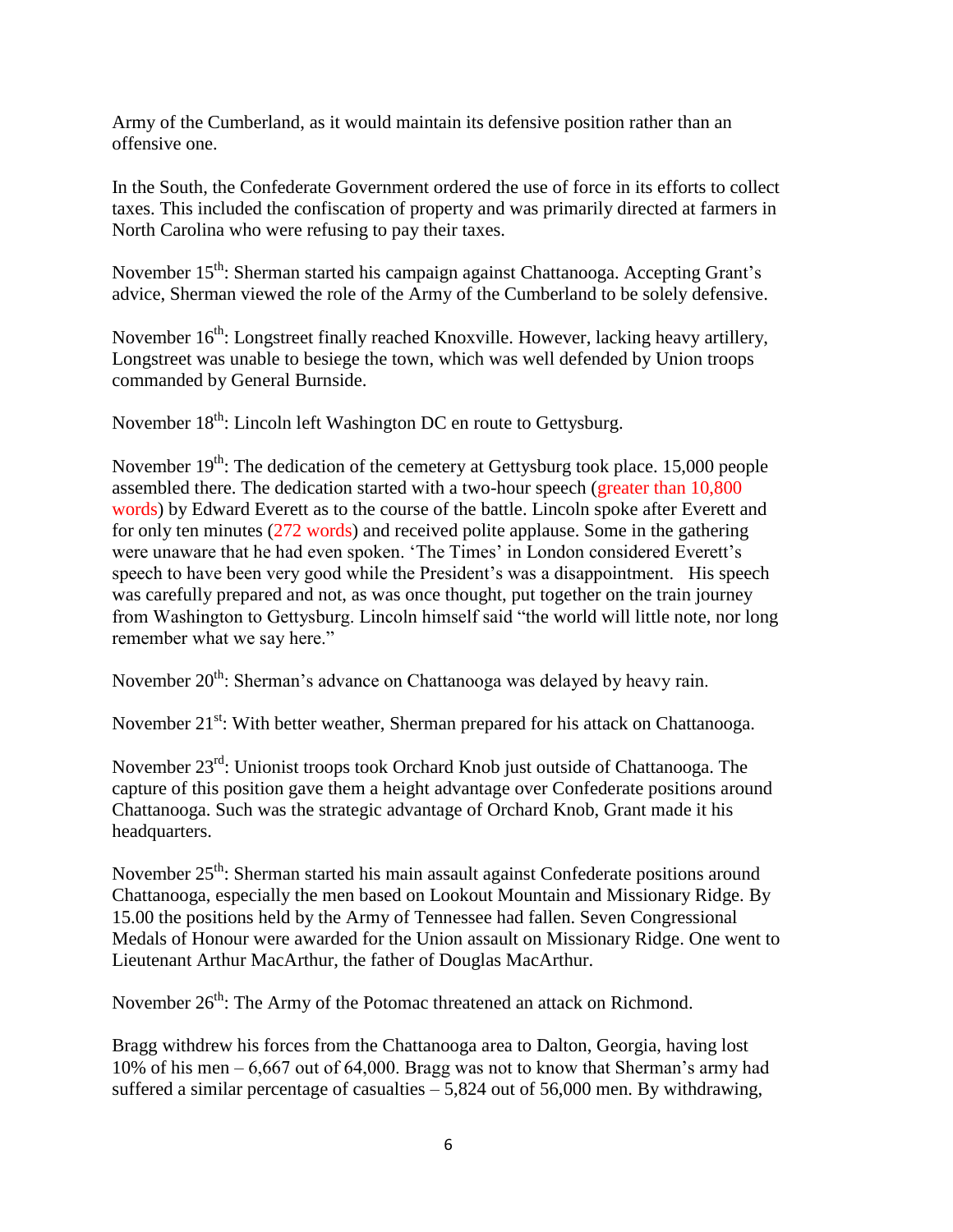Army of the Cumberland, as it would maintain its defensive position rather than an offensive one.

In the South, the Confederate Government ordered the use of force in its efforts to collect taxes. This included the confiscation of property and was primarily directed at farmers in North Carolina who were refusing to pay their taxes.

November 15th: Sherman started his campaign against Chattanooga. Accepting Grant's advice, Sherman viewed the role of the Army of the Cumberland to be solely defensive.

November 16th: Longstreet finally reached Knoxville. However, lacking heavy artillery, Longstreet was unable to besiege the town, which was well defended by Union troops commanded by General Burnside.

November 18th: Lincoln left Washington DC en route to Gettysburg.

November 19th: The dedication of the cemetery at Gettysburg took place. 15,000 people assembled there. The dedication started with a two-hour speech (greater than 10,800 words) by Edward Everett as to the course of the battle. Lincoln spoke after Everett and for only ten minutes (272 words) and received polite applause. Some in the gathering were unaware that he had even spoken. 'The Times' in London considered Everett's speech to have been very good while the President's was a disappointment. His speech was carefully prepared and not, as was once thought, put together on the train journey from Washington to Gettysburg. Lincoln himself said "the world will little note, nor long remember what we say here."

November 20th: Sherman's advance on Chattanooga was delayed by heavy rain.

November 21st: With better weather, Sherman prepared for his attack on Chattanooga.

November 23rd: Unionist troops took Orchard Knob just outside of Chattanooga. The capture of this position gave them a height advantage over Confederate positions around Chattanooga. Such was the strategic advantage of Orchard Knob, Grant made it his headquarters.

November 25th: Sherman started his main assault against Confederate positions around Chattanooga, especially the men based on Lookout Mountain and Missionary Ridge. By 15.00 the positions held by the Army of Tennessee had fallen. Seven Congressional Medals of Honour were awarded for the Union assault on Missionary Ridge. One went to Lieutenant Arthur MacArthur, the father of Douglas MacArthur.

November 26th: The Army of the Potomac threatened an attack on Richmond.

Bragg withdrew his forces from the Chattanooga area to Dalton, Georgia, having lost 10% of his men – 6,667 out of 64,000. Bragg was not to know that Sherman's army had suffered a similar percentage of casualties – 5,824 out of 56,000 men. By withdrawing,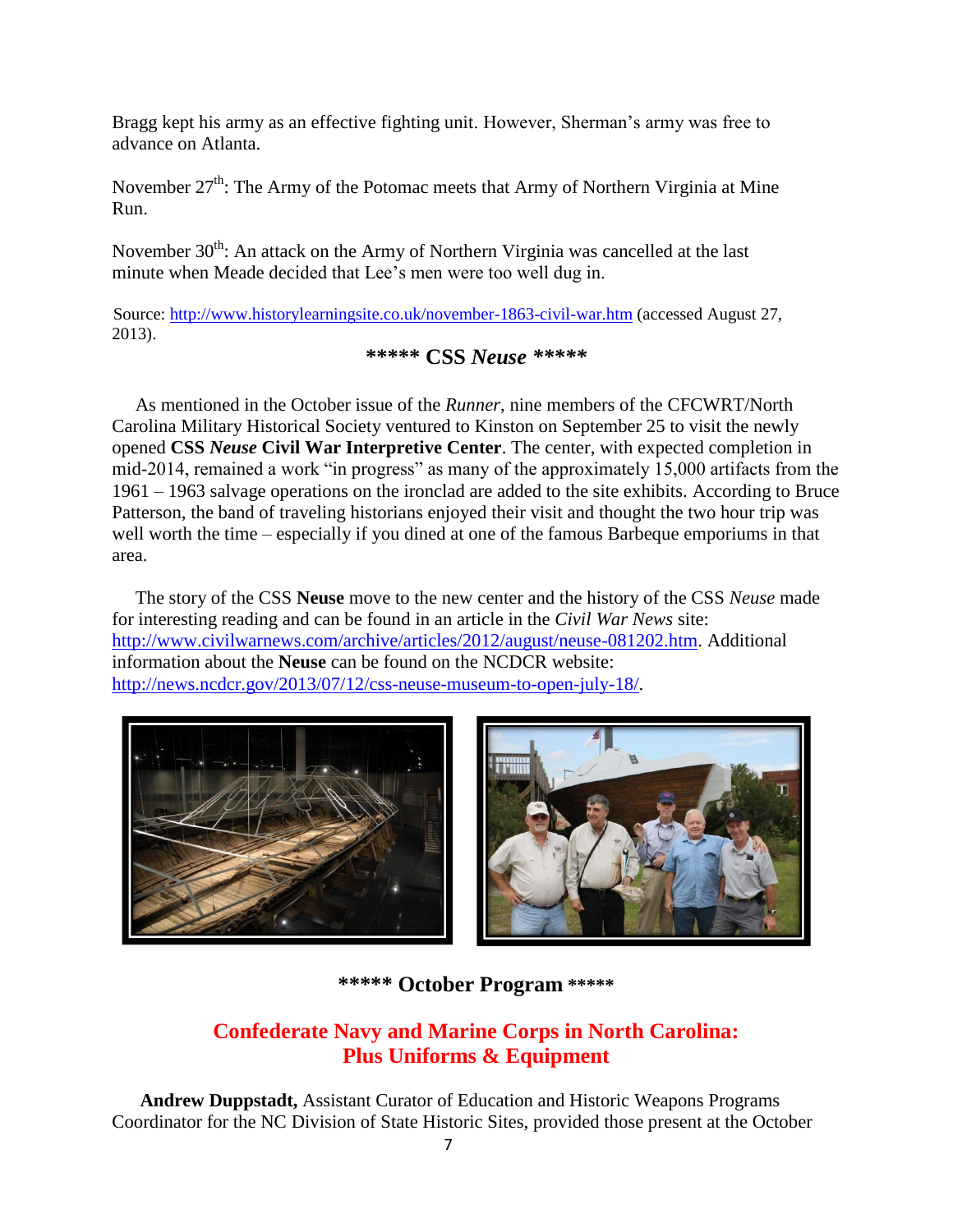Bragg kept his army as an effective fighting unit. However, Sherman's army was free to advance on Atlanta.

November 27th: The Army of the Potomac meets that Army of Northern Virginia at Mine Run.

November 30th: An attack on the Army of Northern Virginia was cancelled at the last minute when Meade decided that Lee's men were too well dug in.

Source: http://www.historylearningsite.co.uk/november-1863-civil-war.htm (accessed August 27, 2013).

## ***** CSS *Neuse* *****

As mentioned in the October issue of the *Runner*, nine members of the CFCWRT/North Carolina Military Historical Society ventured to Kinston on September 25 to visit the newly opened **CSS *Neuse* Civil War Interpretive Center**. The center, with expected completion in mid-2014, remained a work "in progress" as many of the approximately 15,000 artifacts from the 1961 – 1963 salvage operations on the ironclad are added to the site exhibits. According to Bruce Patterson, the band of traveling historians enjoyed their visit and thought the two hour trip was well worth the time – especially if you dined at one of the famous Barbeque emporiums in that area.

The story of the CSS **Neuse** move to the new center and the history of the CSS *Neuse* made for interesting reading and can be found in an article in the *Civil War News* site: http://www.civilwarnews.com/archive/articles/2012/august/neuse-081202.htm. Additional information about the **Neuse** can be found on the NCDCR website: http://news.ncdcr.gov/2013/07/12/css-neuse-museum-to-open-july-18/.

## ***** October Program *****

## Confederate Navy and Marine Corps in North Carolina: Plus Uniforms & Equipment

**Andrew Duppstadt,** Assistant Curator of Education and Historic Weapons Programs Coordinator for the NC Division of State Historic Sites, provided those present at the October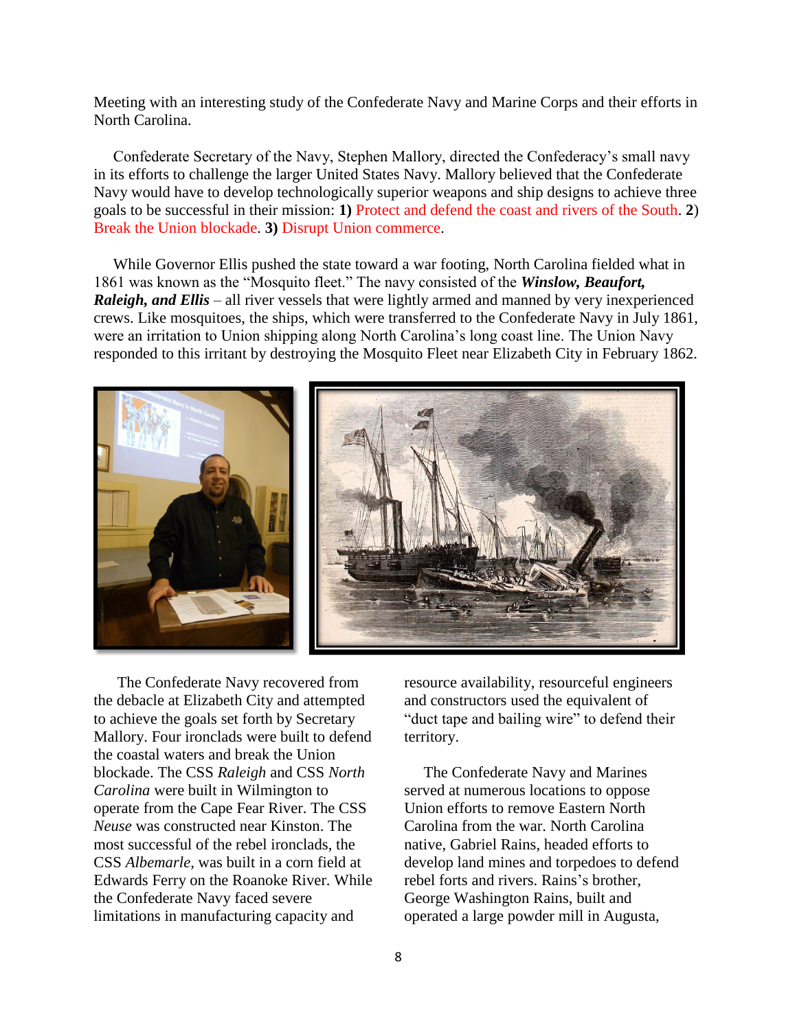Meeting with an interesting study of the Confederate Navy and Marine Corps and their efforts in North Carolina.

Confederate Secretary of the Navy, Stephen Mallory, directed the Confederacy's small navy in its efforts to challenge the larger United States Navy. Mallory believed that the Confederate Navy would have to develop technologically superior weapons and ship designs to achieve three goals to be successful in their mission: **1)** Protect and defend the coast and rivers of the South. **2**) Break the Union blockade. **3)** Disrupt Union commerce.

While Governor Ellis pushed the state toward a war footing, North Carolina fielded what in 1861 was known as the "Mosquito fleet." The navy consisted of the ***Winslow, Beaufort, Raleigh, and Ellis*** – all river vessels that were lightly armed and manned by very inexperienced crews. Like mosquitoes, the ships, which were transferred to the Confederate Navy in July 1861, were an irritation to Union shipping along North Carolina's long coast line. The Union Navy responded to this irritant by destroying the Mosquito Fleet near Elizabeth City in February 1862.

The Confederate Navy recovered from the debacle at Elizabeth City and attempted to achieve the goals set forth by Secretary Mallory. Four ironclads were built to defend the coastal waters and break the Union blockade. The CSS *Raleigh* and CSS *North Carolina* were built in Wilmington to operate from the Cape Fear River. The CSS *Neuse* was constructed near Kinston. The most successful of the rebel ironclads, the CSS *Albemarle*, was built in a corn field at Edwards Ferry on the Roanoke River. While the Confederate Navy faced severe limitations in manufacturing capacity and resource availability, resourceful engineers and constructors used the equivalent of "duct tape and bailing wire" to defend their territory.

The Confederate Navy and Marines served at numerous locations to oppose Union efforts to remove Eastern North Carolina from the war. North Carolina native, Gabriel Rains, headed efforts to develop land mines and torpedoes to defend rebel forts and rivers. Rains's brother, George Washington Rains, built and operated a large powder mill in Augusta,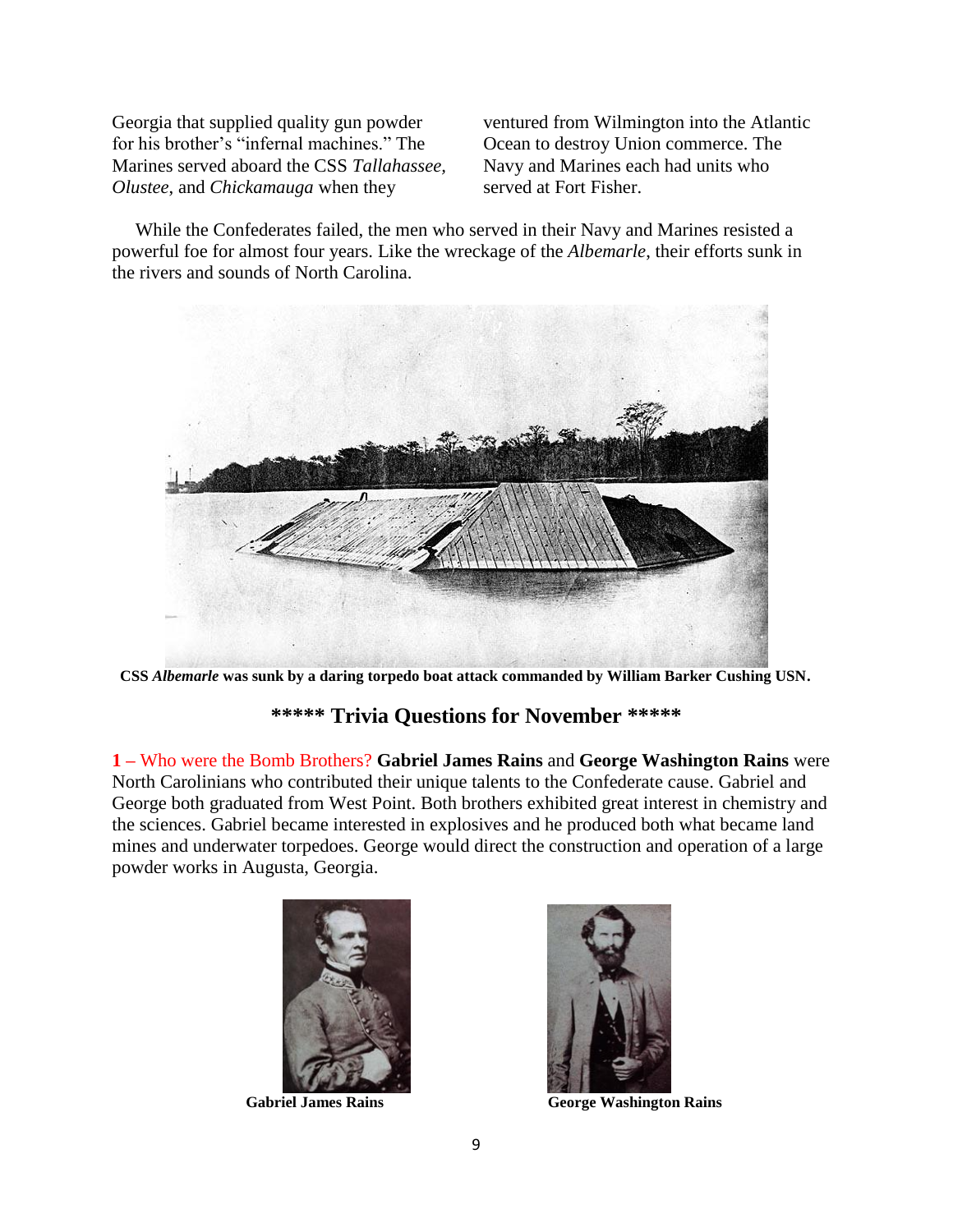Georgia that supplied quality gun powder for his brother's "infernal machines." The Marines served aboard the CSS *Tallahassee*, *Olustee*, and *Chickamauga* when they ventured from Wilmington into the Atlantic Ocean to destroy Union commerce. The Navy and Marines each had units who served at Fort Fisher.

While the Confederates failed, the men who served in their Navy and Marines resisted a powerful foe for almost four years. Like the wreckage of the *Albemarle*, their efforts sunk in the rivers and sounds of North Carolina.

**CSS *Albemarle* was sunk by a daring torpedo boat attack commanded by William Barker Cushing USN.**

## ***** Trivia Questions for November *****

**1 –** Who were the Bomb Brothers? **Gabriel James Rains** and **George Washington Rains** were North Carolinians who contributed their unique talents to the Confederate cause. Gabriel and George both graduated from West Point. Both brothers exhibited great interest in chemistry and the sciences. Gabriel became interested in explosives and he produced both what became land mines and underwater torpedoes. George would direct the construction and operation of a large powder works in Augusta, Georgia.

**Gabriel James Rains**

**George Washington Rains**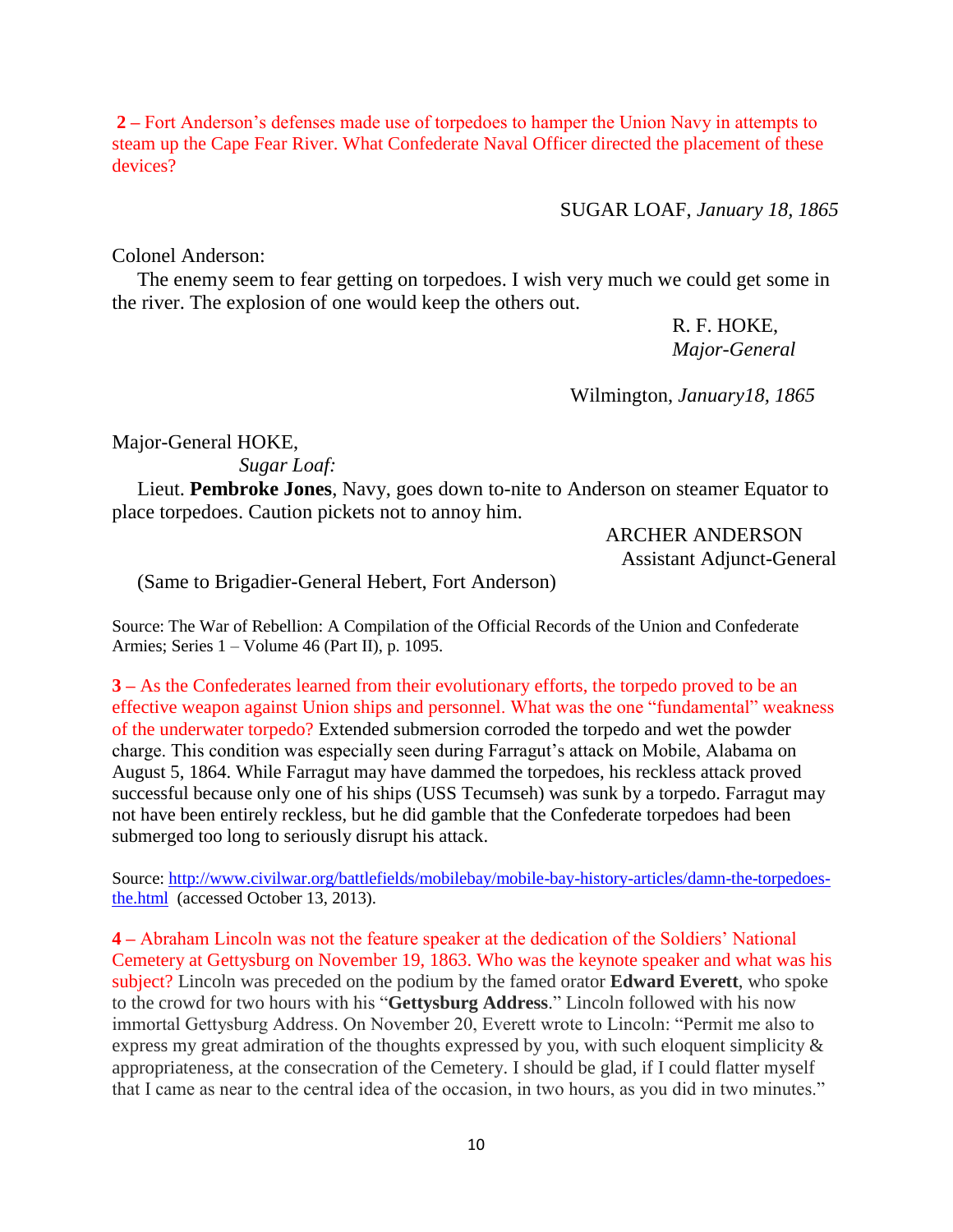**2 –** Fort Anderson's defenses made use of torpedoes to hamper the Union Navy in attempts to steam up the Cape Fear River. What Confederate Naval Officer directed the placement of these devices?

SUGAR LOAF, *January 18, 1865*

Colonel Anderson:

The enemy seem to fear getting on torpedoes. I wish very much we could get some in the river. The explosion of one would keep the others out.

R. F. HOKE,
*Major-General*

Wilmington, *January18, 1865*

Major-General HOKE,
*Sugar Loaf:*

Lieut. **Pembroke Jones**, Navy, goes down to-nite to Anderson on steamer Equator to place torpedoes. Caution pickets not to annoy him.

ARCHER ANDERSON
Assistant Adjunct-General

(Same to Brigadier-General Hebert, Fort Anderson)

Source: The War of Rebellion: A Compilation of the Official Records of the Union and Confederate Armies; Series 1 – Volume 46 (Part II), p. 1095.

**3 –** As the Confederates learned from their evolutionary efforts, the torpedo proved to be an effective weapon against Union ships and personnel. What was the one "fundamental" weakness of the underwater torpedo? Extended submersion corroded the torpedo and wet the powder charge. This condition was especially seen during Farragut's attack on Mobile, Alabama on August 5, 1864. While Farragut may have dammed the torpedoes, his reckless attack proved successful because only one of his ships (USS Tecumseh) was sunk by a torpedo. Farragut may not have been entirely reckless, but he did gamble that the Confederate torpedoes had been submerged too long to seriously disrupt his attack.

Source: http://www.civilwar.org/battlefields/mobilebay/mobile-bay-history-articles/damn-the-torpedoes-the.html (accessed October 13, 2013).

**4 –** Abraham Lincoln was not the feature speaker at the dedication of the Soldiers' National Cemetery at Gettysburg on November 19, 1863. Who was the keynote speaker and what was his subject? Lincoln was preceded on the podium by the famed orator **Edward Everett**, who spoke to the crowd for two hours with his "**Gettysburg Address**." Lincoln followed with his now immortal Gettysburg Address. On November 20, Everett wrote to Lincoln: "Permit me also to express my great admiration of the thoughts expressed by you, with such eloquent simplicity & appropriateness, at the consecration of the Cemetery. I should be glad, if I could flatter myself that I came as near to the central idea of the occasion, in two hours, as you did in two minutes."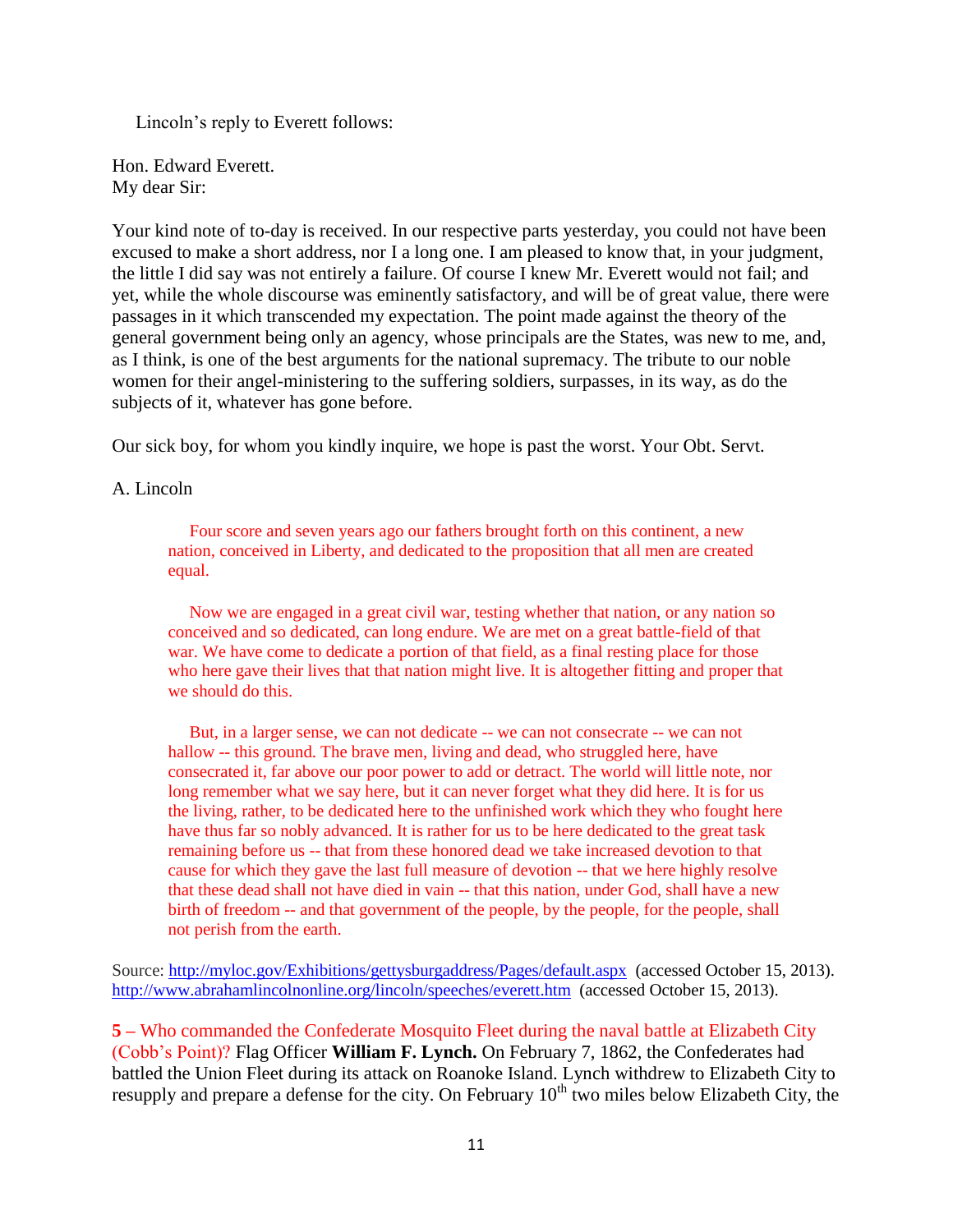Lincoln's reply to Everett follows:

Hon. Edward Everett.
My dear Sir:

Your kind note of to-day is received. In our respective parts yesterday, you could not have been excused to make a short address, nor I a long one. I am pleased to know that, in your judgment, the little I did say was not entirely a failure. Of course I knew Mr. Everett would not fail; and yet, while the whole discourse was eminently satisfactory, and will be of great value, there were passages in it which transcended my expectation. The point made against the theory of the general government being only an agency, whose principals are the States, was new to me, and, as I think, is one of the best arguments for the national supremacy. The tribute to our noble women for their angel-ministering to the suffering soldiers, surpasses, in its way, as do the subjects of it, whatever has gone before.

Our sick boy, for whom you kindly inquire, we hope is past the worst. Your Obt. Servt.

A. Lincoln

> Four score and seven years ago our fathers brought forth on this continent, a new nation, conceived in Liberty, and dedicated to the proposition that all men are created equal.
>
> Now we are engaged in a great civil war, testing whether that nation, or any nation so conceived and so dedicated, can long endure. We are met on a great battle-field of that war. We have come to dedicate a portion of that field, as a final resting place for those who here gave their lives that that nation might live. It is altogether fitting and proper that we should do this.
>
> But, in a larger sense, we can not dedicate -- we can not consecrate -- we can not hallow -- this ground. The brave men, living and dead, who struggled here, have consecrated it, far above our poor power to add or detract. The world will little note, nor long remember what we say here, but it can never forget what they did here. It is for us the living, rather, to be dedicated here to the unfinished work which they who fought here have thus far so nobly advanced. It is rather for us to be here dedicated to the great task remaining before us -- that from these honored dead we take increased devotion to that cause for which they gave the last full measure of devotion -- that we here highly resolve that these dead shall not have died in vain -- that this nation, under God, shall have a new birth of freedom -- and that government of the people, by the people, for the people, shall not perish from the earth.

Source: http://myloc.gov/Exhibitions/gettysburgaddress/Pages/default.aspx (accessed October 15, 2013). http://www.abrahamlincolnonline.org/lincoln/speeches/everett.htm (accessed October 15, 2013).

**5 –** Who commanded the Confederate Mosquito Fleet during the naval battle at Elizabeth City (Cobb's Point)? Flag Officer **William F. Lynch.** On February 7, 1862, the Confederates had battled the Union Fleet during its attack on Roanoke Island. Lynch withdrew to Elizabeth City to resupply and prepare a defense for the city. On February 10th two miles below Elizabeth City, the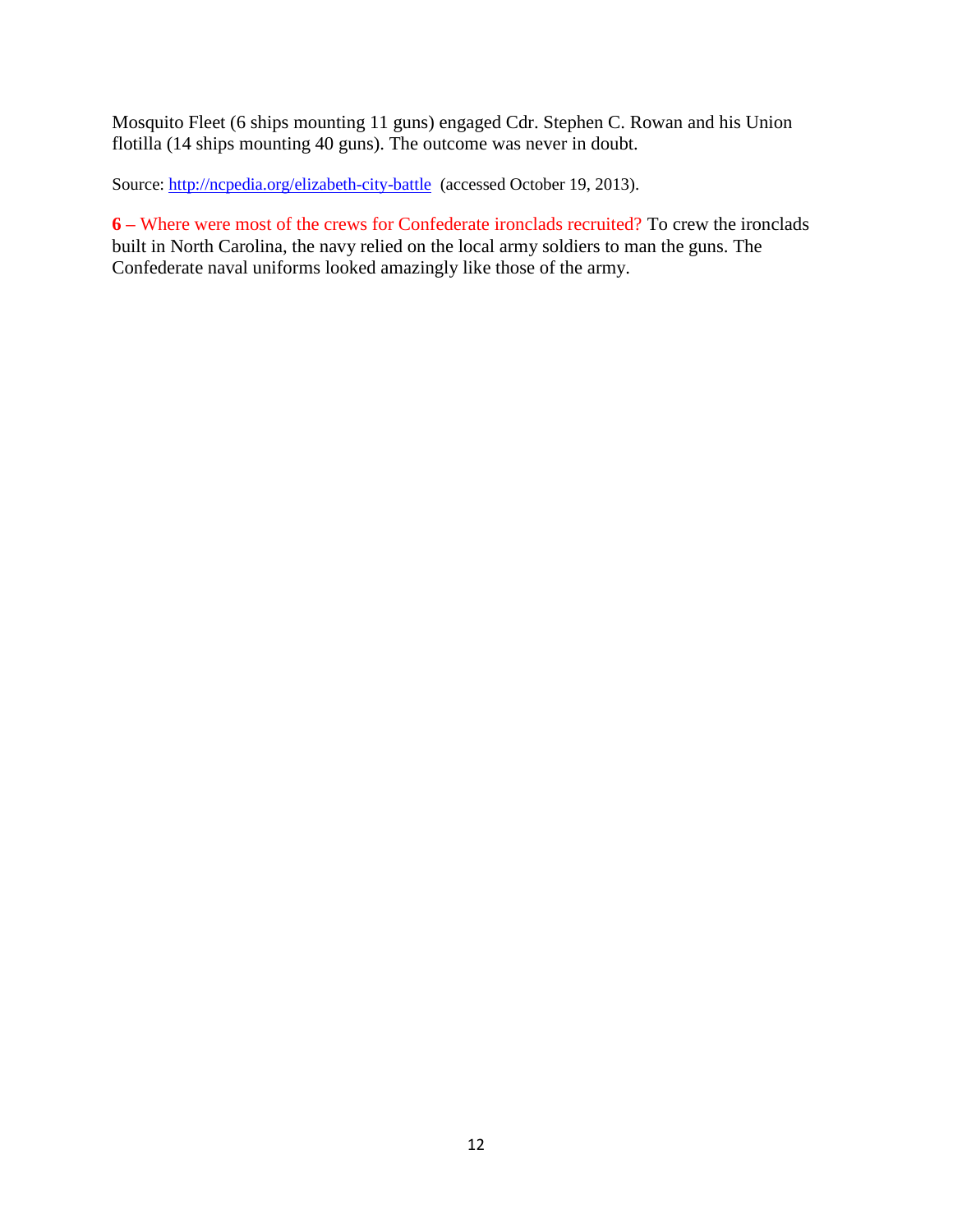Mosquito Fleet (6 ships mounting 11 guns) engaged Cdr. Stephen C. Rowan and his Union flotilla (14 ships mounting 40 guns). The outcome was never in doubt.

Source: [http://ncpedia.org/elizabeth-city-battle](http://ncpedia.org/elizabeth-city-battle) (accessed October 19, 2013).

**6 –** Where were most of the crews for Confederate ironclads recruited? To crew the ironclads built in North Carolina, the navy relied on the local army soldiers to man the guns. The Confederate naval uniforms looked amazingly like those of the army.